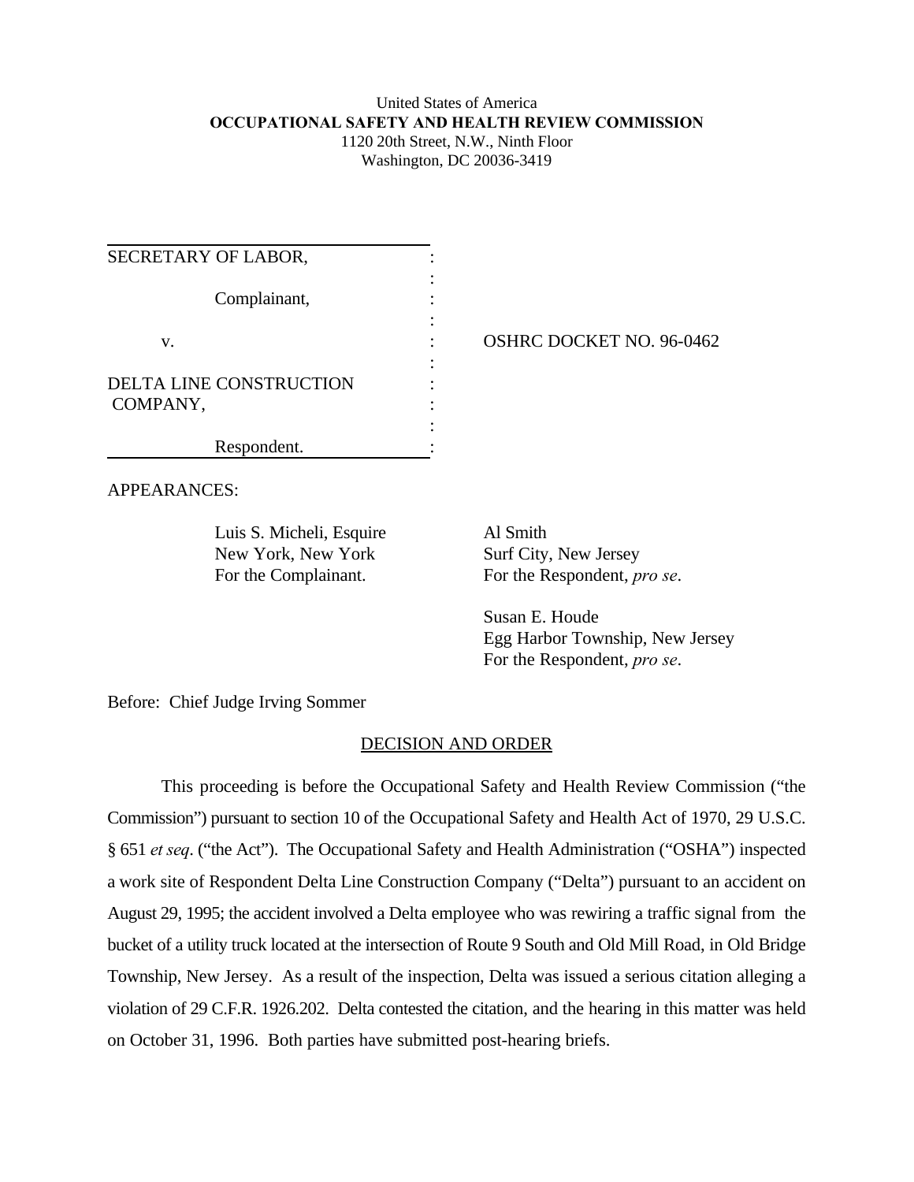United States of America
**OCCUPATIONAL SAFETY AND HEALTH REVIEW COMMISSION**
1120 20th Street, N.W., Ninth Floor
Washington, DC 20036-3419

SECRETARY OF LABOR,

Complainant,

v.

DELTA LINE CONSTRUCTION COMPANY,

Respondent.

OSHRC DOCKET NO. 96-0462

APPEARANCES:

Luis S. Micheli, Esquire
New York, New York
For the Complainant.

Al Smith
Surf City, New Jersey
For the Respondent, *pro se*.

Susan E. Houde
Egg Harbor Township, New Jersey
For the Respondent, *pro se*.

Before: Chief Judge Irving Sommer

## DECISION AND ORDER

This proceeding is before the Occupational Safety and Health Review Commission ("the Commission") pursuant to section 10 of the Occupational Safety and Health Act of 1970, 29 U.S.C. § 651 *et seq*. ("the Act"). The Occupational Safety and Health Administration ("OSHA") inspected a work site of Respondent Delta Line Construction Company ("Delta") pursuant to an accident on August 29, 1995; the accident involved a Delta employee who was rewiring a traffic signal from the bucket of a utility truck located at the intersection of Route 9 South and Old Mill Road, in Old Bridge Township, New Jersey. As a result of the inspection, Delta was issued a serious citation alleging a violation of 29 C.F.R. 1926.202. Delta contested the citation, and the hearing in this matter was held on October 31, 1996. Both parties have submitted post-hearing briefs.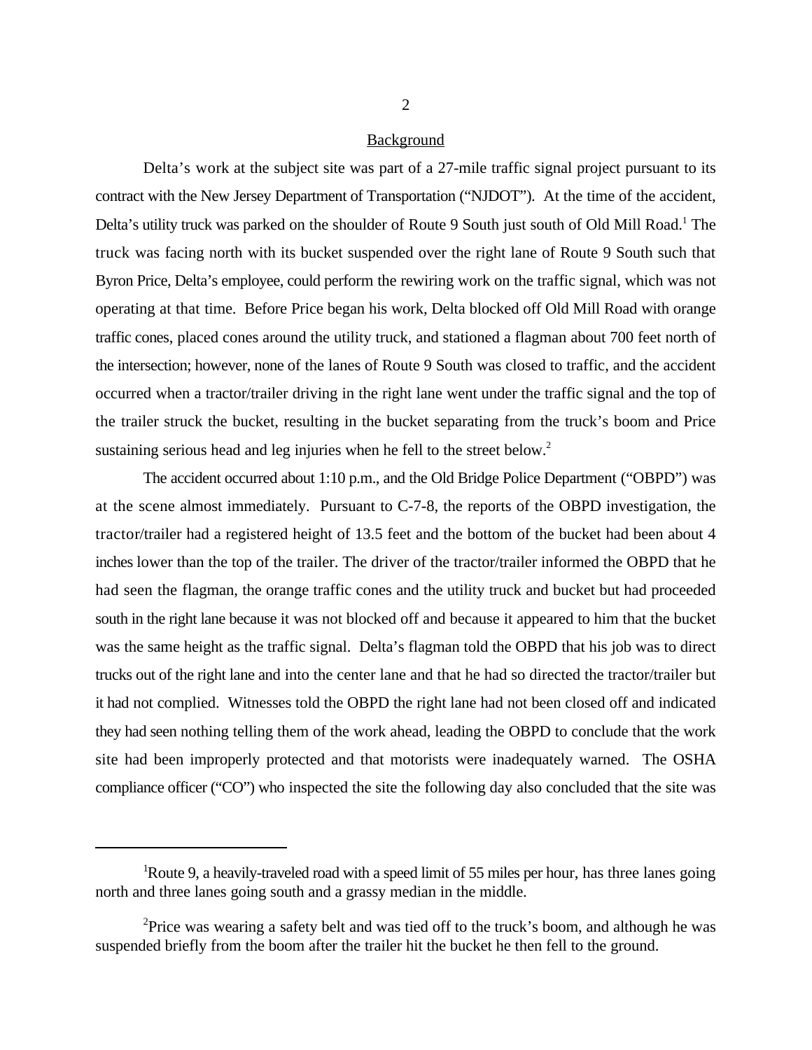## Background

Delta's work at the subject site was part of a 27-mile traffic signal project pursuant to its contract with the New Jersey Department of Transportation ("NJDOT"). At the time of the accident, Delta's utility truck was parked on the shoulder of Route 9 South just south of Old Mill Road.[1] The truck was facing north with its bucket suspended over the right lane of Route 9 South such that Byron Price, Delta's employee, could perform the rewiring work on the traffic signal, which was not operating at that time. Before Price began his work, Delta blocked off Old Mill Road with orange traffic cones, placed cones around the utility truck, and stationed a flagman about 700 feet north of the intersection; however, none of the lanes of Route 9 South was closed to traffic, and the accident occurred when a tractor/trailer driving in the right lane went under the traffic signal and the top of the trailer struck the bucket, resulting in the bucket separating from the truck's boom and Price sustaining serious head and leg injuries when he fell to the street below.[2]

The accident occurred about 1:10 p.m., and the Old Bridge Police Department ("OBPD") was at the scene almost immediately. Pursuant to C-7-8, the reports of the OBPD investigation, the tractor/trailer had a registered height of 13.5 feet and the bottom of the bucket had been about 4 inches lower than the top of the trailer. The driver of the tractor/trailer informed the OBPD that he had seen the flagman, the orange traffic cones and the utility truck and bucket but had proceeded south in the right lane because it was not blocked off and because it appeared to him that the bucket was the same height as the traffic signal. Delta's flagman told the OBPD that his job was to direct trucks out of the right lane and into the center lane and that he had so directed the tractor/trailer but it had not complied. Witnesses told the OBPD the right lane had not been closed off and indicated they had seen nothing telling them of the work ahead, leading the OBPD to conclude that the work site had been improperly protected and that motorists were inadequately warned. The OSHA compliance officer ("CO") who inspected the site the following day also concluded that the site was

---

[1]Route 9, a heavily-traveled road with a speed limit of 55 miles per hour, has three lanes going north and three lanes going south and a grassy median in the middle.

[2]Price was wearing a safety belt and was tied off to the truck's boom, and although he was suspended briefly from the boom after the trailer hit the bucket he then fell to the ground.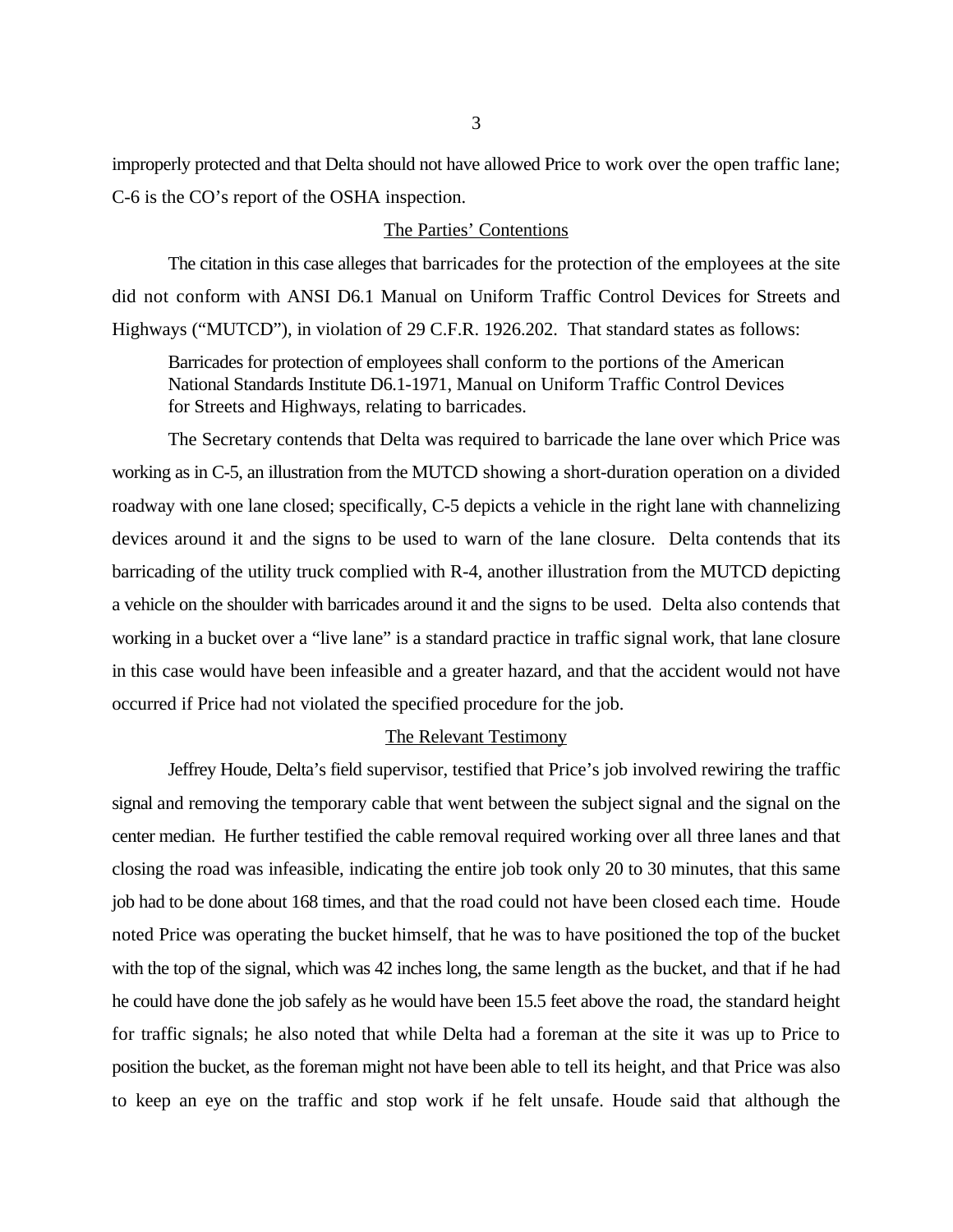improperly protected and that Delta should not have allowed Price to work over the open traffic lane; C-6 is the CO's report of the OSHA inspection.

The Parties' Contentions

The citation in this case alleges that barricades for the protection of the employees at the site did not conform with ANSI D6.1 Manual on Uniform Traffic Control Devices for Streets and Highways ("MUTCD"), in violation of 29 C.F.R. 1926.202. That standard states as follows:

> Barricades for protection of employees shall conform to the portions of the American National Standards Institute D6.1-1971, Manual on Uniform Traffic Control Devices for Streets and Highways, relating to barricades.

The Secretary contends that Delta was required to barricade the lane over which Price was working as in C-5, an illustration from the MUTCD showing a short-duration operation on a divided roadway with one lane closed; specifically, C-5 depicts a vehicle in the right lane with channelizing devices around it and the signs to be used to warn of the lane closure. Delta contends that its barricading of the utility truck complied with R-4, another illustration from the MUTCD depicting a vehicle on the shoulder with barricades around it and the signs to be used. Delta also contends that working in a bucket over a "live lane" is a standard practice in traffic signal work, that lane closure in this case would have been infeasible and a greater hazard, and that the accident would not have occurred if Price had not violated the specified procedure for the job.

The Relevant Testimony

Jeffrey Houde, Delta's field supervisor, testified that Price's job involved rewiring the traffic signal and removing the temporary cable that went between the subject signal and the signal on the center median. He further testified the cable removal required working over all three lanes and that closing the road was infeasible, indicating the entire job took only 20 to 30 minutes, that this same job had to be done about 168 times, and that the road could not have been closed each time. Houde noted Price was operating the bucket himself, that he was to have positioned the top of the bucket with the top of the signal, which was 42 inches long, the same length as the bucket, and that if he had he could have done the job safely as he would have been 15.5 feet above the road, the standard height for traffic signals; he also noted that while Delta had a foreman at the site it was up to Price to position the bucket, as the foreman might not have been able to tell its height, and that Price was also to keep an eye on the traffic and stop work if he felt unsafe. Houde said that although the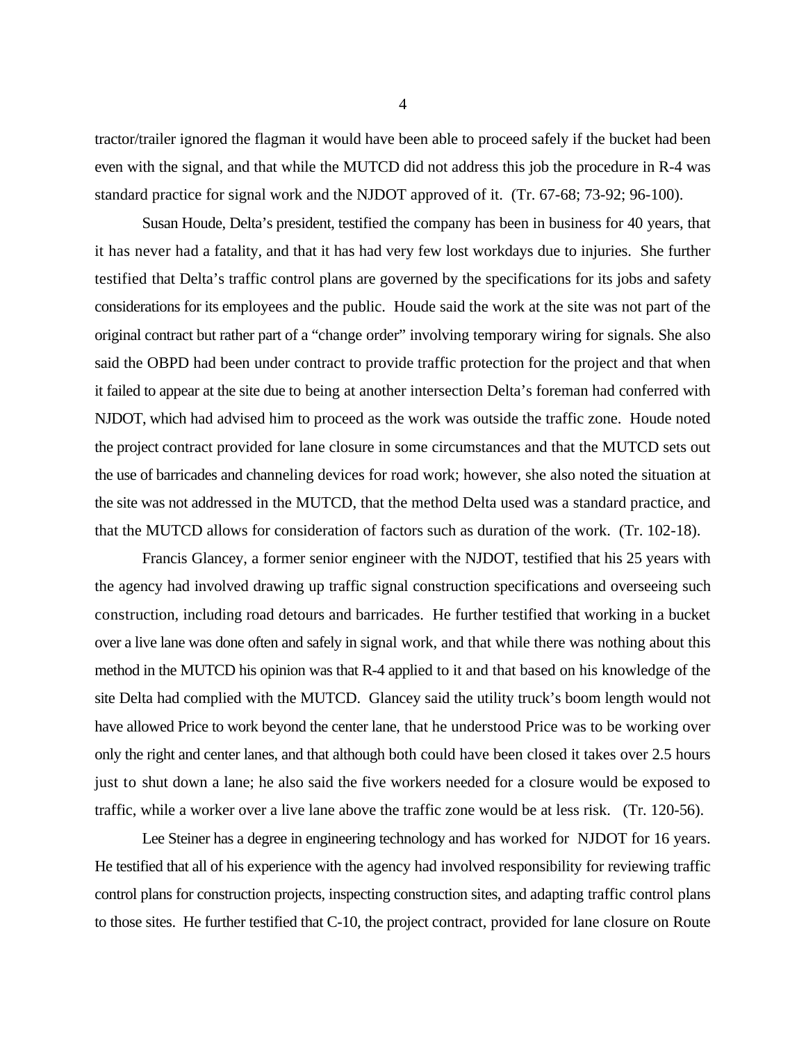tractor/trailer ignored the flagman it would have been able to proceed safely if the bucket had been even with the signal, and that while the MUTCD did not address this job the procedure in R-4 was standard practice for signal work and the NJDOT approved of it. (Tr. 67-68; 73-92; 96-100).

Susan Houde, Delta's president, testified the company has been in business for 40 years, that it has never had a fatality, and that it has had very few lost workdays due to injuries. She further testified that Delta's traffic control plans are governed by the specifications for its jobs and safety considerations for its employees and the public. Houde said the work at the site was not part of the original contract but rather part of a "change order" involving temporary wiring for signals. She also said the OBPD had been under contract to provide traffic protection for the project and that when it failed to appear at the site due to being at another intersection Delta's foreman had conferred with NJDOT, which had advised him to proceed as the work was outside the traffic zone. Houde noted the project contract provided for lane closure in some circumstances and that the MUTCD sets out the use of barricades and channeling devices for road work; however, she also noted the situation at the site was not addressed in the MUTCD, that the method Delta used was a standard practice, and that the MUTCD allows for consideration of factors such as duration of the work. (Tr. 102-18).

Francis Glancey, a former senior engineer with the NJDOT, testified that his 25 years with the agency had involved drawing up traffic signal construction specifications and overseeing such construction, including road detours and barricades. He further testified that working in a bucket over a live lane was done often and safely in signal work, and that while there was nothing about this method in the MUTCD his opinion was that R-4 applied to it and that based on his knowledge of the site Delta had complied with the MUTCD. Glancey said the utility truck's boom length would not have allowed Price to work beyond the center lane, that he understood Price was to be working over only the right and center lanes, and that although both could have been closed it takes over 2.5 hours just to shut down a lane; he also said the five workers needed for a closure would be exposed to traffic, while a worker over a live lane above the traffic zone would be at less risk. (Tr. 120-56).

Lee Steiner has a degree in engineering technology and has worked for NJDOT for 16 years. He testified that all of his experience with the agency had involved responsibility for reviewing traffic control plans for construction projects, inspecting construction sites, and adapting traffic control plans to those sites. He further testified that C-10, the project contract, provided for lane closure on Route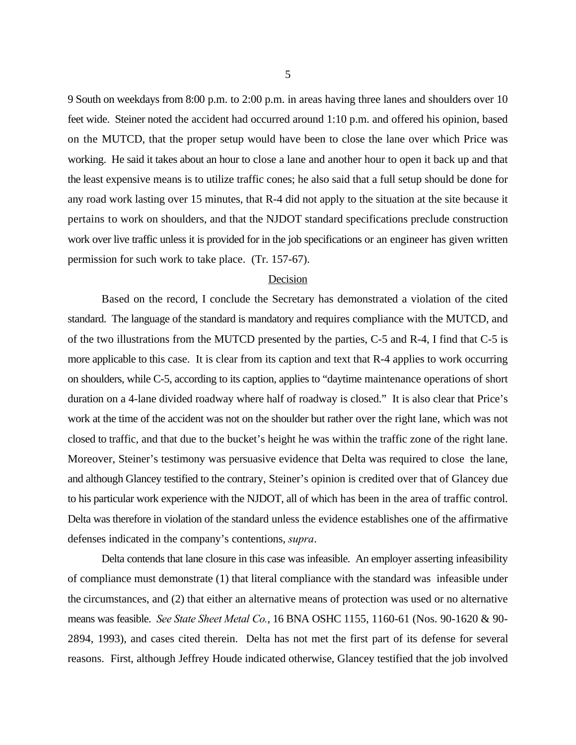9 South on weekdays from 8:00 p.m. to 2:00 p.m. in areas having three lanes and shoulders over 10 feet wide. Steiner noted the accident had occurred around 1:10 p.m. and offered his opinion, based on the MUTCD, that the proper setup would have been to close the lane over which Price was working. He said it takes about an hour to close a lane and another hour to open it back up and that the least expensive means is to utilize traffic cones; he also said that a full setup should be done for any road work lasting over 15 minutes, that R-4 did not apply to the situation at the site because it pertains to work on shoulders, and that the NJDOT standard specifications preclude construction work over live traffic unless it is provided for in the job specifications or an engineer has given written permission for such work to take place. (Tr. 157-67).

## Decision

Based on the record, I conclude the Secretary has demonstrated a violation of the cited standard. The language of the standard is mandatory and requires compliance with the MUTCD, and of the two illustrations from the MUTCD presented by the parties, C-5 and R-4, I find that C-5 is more applicable to this case. It is clear from its caption and text that R-4 applies to work occurring on shoulders, while C-5, according to its caption, applies to "daytime maintenance operations of short duration on a 4-lane divided roadway where half of roadway is closed." It is also clear that Price's work at the time of the accident was not on the shoulder but rather over the right lane, which was not closed to traffic, and that due to the bucket's height he was within the traffic zone of the right lane. Moreover, Steiner's testimony was persuasive evidence that Delta was required to close the lane, and although Glancey testified to the contrary, Steiner's opinion is credited over that of Glancey due to his particular work experience with the NJDOT, all of which has been in the area of traffic control. Delta was therefore in violation of the standard unless the evidence establishes one of the affirmative defenses indicated in the company's contentions, *supra*.

Delta contends that lane closure in this case was infeasible. An employer asserting infeasibility of compliance must demonstrate (1) that literal compliance with the standard was infeasible under the circumstances, and (2) that either an alternative means of protection was used or no alternative means was feasible. *See State Sheet Metal Co.*, 16 BNA OSHC 1155, 1160-61 (Nos. 90-1620 & 90-2894, 1993), and cases cited therein. Delta has not met the first part of its defense for several reasons. First, although Jeffrey Houde indicated otherwise, Glancey testified that the job involved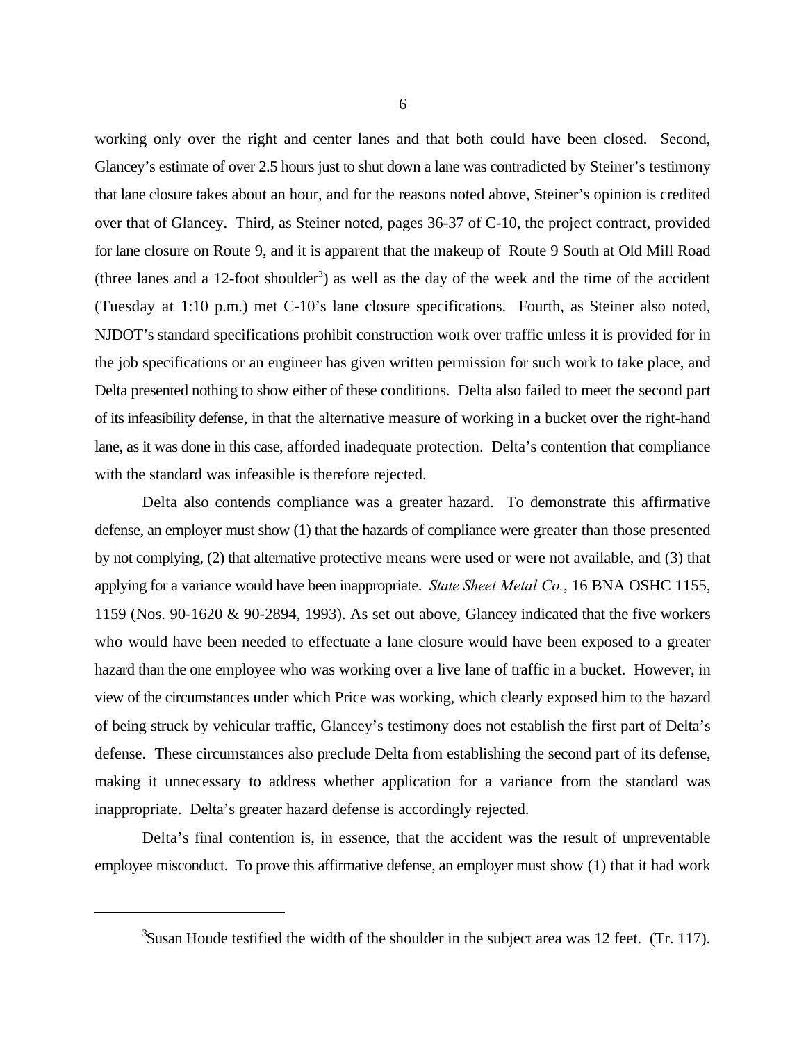working only over the right and center lanes and that both could have been closed. Second, Glancey's estimate of over 2.5 hours just to shut down a lane was contradicted by Steiner's testimony that lane closure takes about an hour, and for the reasons noted above, Steiner's opinion is credited over that of Glancey. Third, as Steiner noted, pages 36-37 of C-10, the project contract, provided for lane closure on Route 9, and it is apparent that the makeup of Route 9 South at Old Mill Road (three lanes and a 12-foot shoulder[3]) as well as the day of the week and the time of the accident (Tuesday at 1:10 p.m.) met C-10's lane closure specifications. Fourth, as Steiner also noted, NJDOT's standard specifications prohibit construction work over traffic unless it is provided for in the job specifications or an engineer has given written permission for such work to take place, and Delta presented nothing to show either of these conditions. Delta also failed to meet the second part of its infeasibility defense, in that the alternative measure of working in a bucket over the right-hand lane, as it was done in this case, afforded inadequate protection. Delta's contention that compliance with the standard was infeasible is therefore rejected.

Delta also contends compliance was a greater hazard. To demonstrate this affirmative defense, an employer must show (1) that the hazards of compliance were greater than those presented by not complying, (2) that alternative protective means were used or were not available, and (3) that applying for a variance would have been inappropriate. *State Sheet Metal Co.*, 16 BNA OSHC 1155, 1159 (Nos. 90-1620 & 90-2894, 1993). As set out above, Glancey indicated that the five workers who would have been needed to effectuate a lane closure would have been exposed to a greater hazard than the one employee who was working over a live lane of traffic in a bucket. However, in view of the circumstances under which Price was working, which clearly exposed him to the hazard of being struck by vehicular traffic, Glancey's testimony does not establish the first part of Delta's defense. These circumstances also preclude Delta from establishing the second part of its defense, making it unnecessary to address whether application for a variance from the standard was inappropriate. Delta's greater hazard defense is accordingly rejected.

Delta's final contention is, in essence, that the accident was the result of unpreventable employee misconduct. To prove this affirmative defense, an employer must show (1) that it had work

---

[3]Susan Houde testified the width of the shoulder in the subject area was 12 feet. (Tr. 117).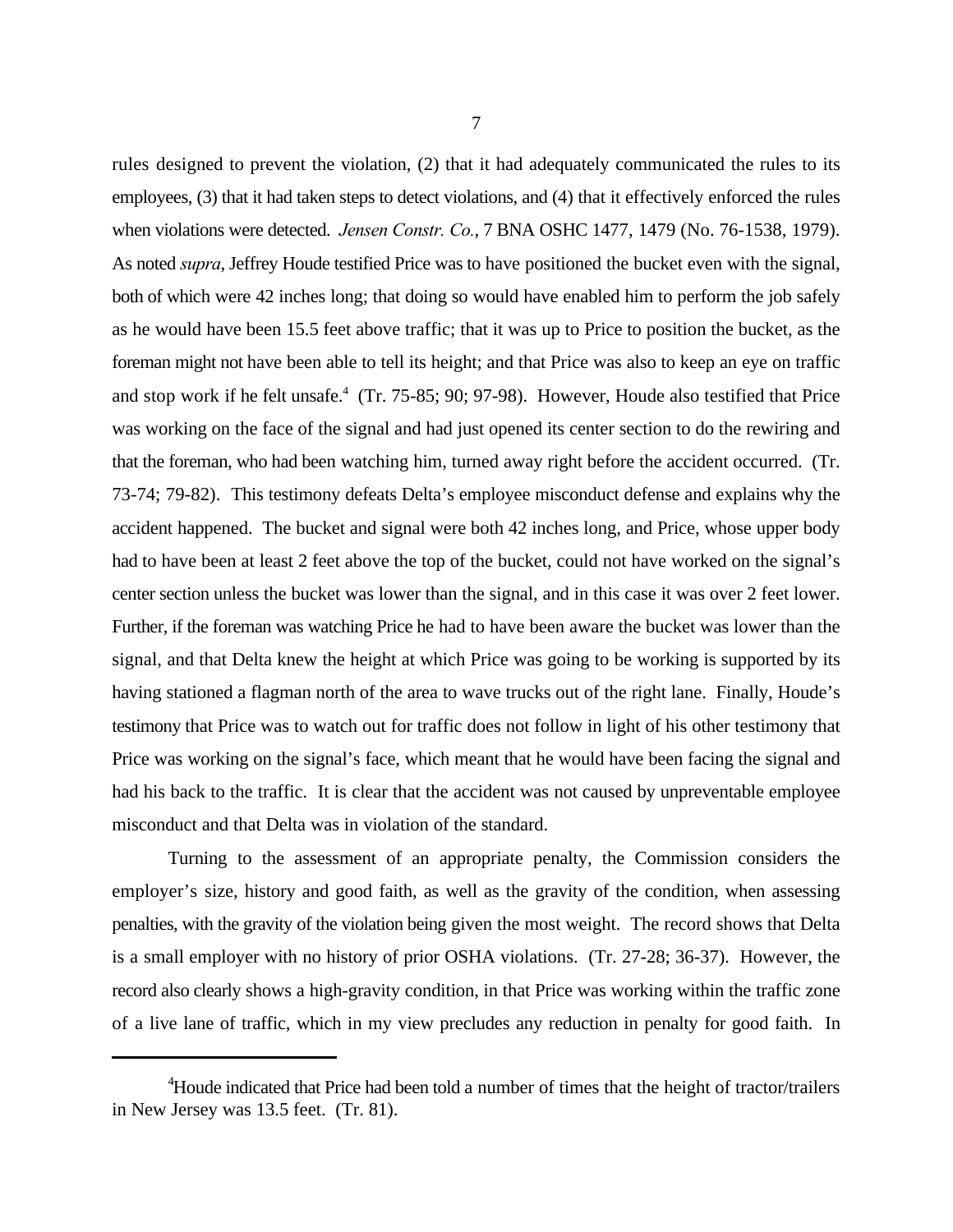rules designed to prevent the violation, (2) that it had adequately communicated the rules to its employees, (3) that it had taken steps to detect violations, and (4) that it effectively enforced the rules when violations were detected. *Jensen Constr. Co.*, 7 BNA OSHC 1477, 1479 (No. 76-1538, 1979). As noted *supra*, Jeffrey Houde testified Price was to have positioned the bucket even with the signal, both of which were 42 inches long; that doing so would have enabled him to perform the job safely as he would have been 15.5 feet above traffic; that it was up to Price to position the bucket, as the foreman might not have been able to tell its height; and that Price was also to keep an eye on traffic and stop work if he felt unsafe.[4] (Tr. 75-85; 90; 97-98). However, Houde also testified that Price was working on the face of the signal and had just opened its center section to do the rewiring and that the foreman, who had been watching him, turned away right before the accident occurred. (Tr. 73-74; 79-82). This testimony defeats Delta's employee misconduct defense and explains why the accident happened. The bucket and signal were both 42 inches long, and Price, whose upper body had to have been at least 2 feet above the top of the bucket, could not have worked on the signal's center section unless the bucket was lower than the signal, and in this case it was over 2 feet lower. Further, if the foreman was watching Price he had to have been aware the bucket was lower than the signal, and that Delta knew the height at which Price was going to be working is supported by its having stationed a flagman north of the area to wave trucks out of the right lane. Finally, Houde's testimony that Price was to watch out for traffic does not follow in light of his other testimony that Price was working on the signal's face, which meant that he would have been facing the signal and had his back to the traffic. It is clear that the accident was not caused by unpreventable employee misconduct and that Delta was in violation of the standard.

Turning to the assessment of an appropriate penalty, the Commission considers the employer's size, history and good faith, as well as the gravity of the condition, when assessing penalties, with the gravity of the violation being given the most weight. The record shows that Delta is a small employer with no history of prior OSHA violations. (Tr. 27-28; 36-37). However, the record also clearly shows a high-gravity condition, in that Price was working within the traffic zone of a live lane of traffic, which in my view precludes any reduction in penalty for good faith. In

---

[4] Houde indicated that Price had been told a number of times that the height of tractor/trailers in New Jersey was 13.5 feet. (Tr. 81).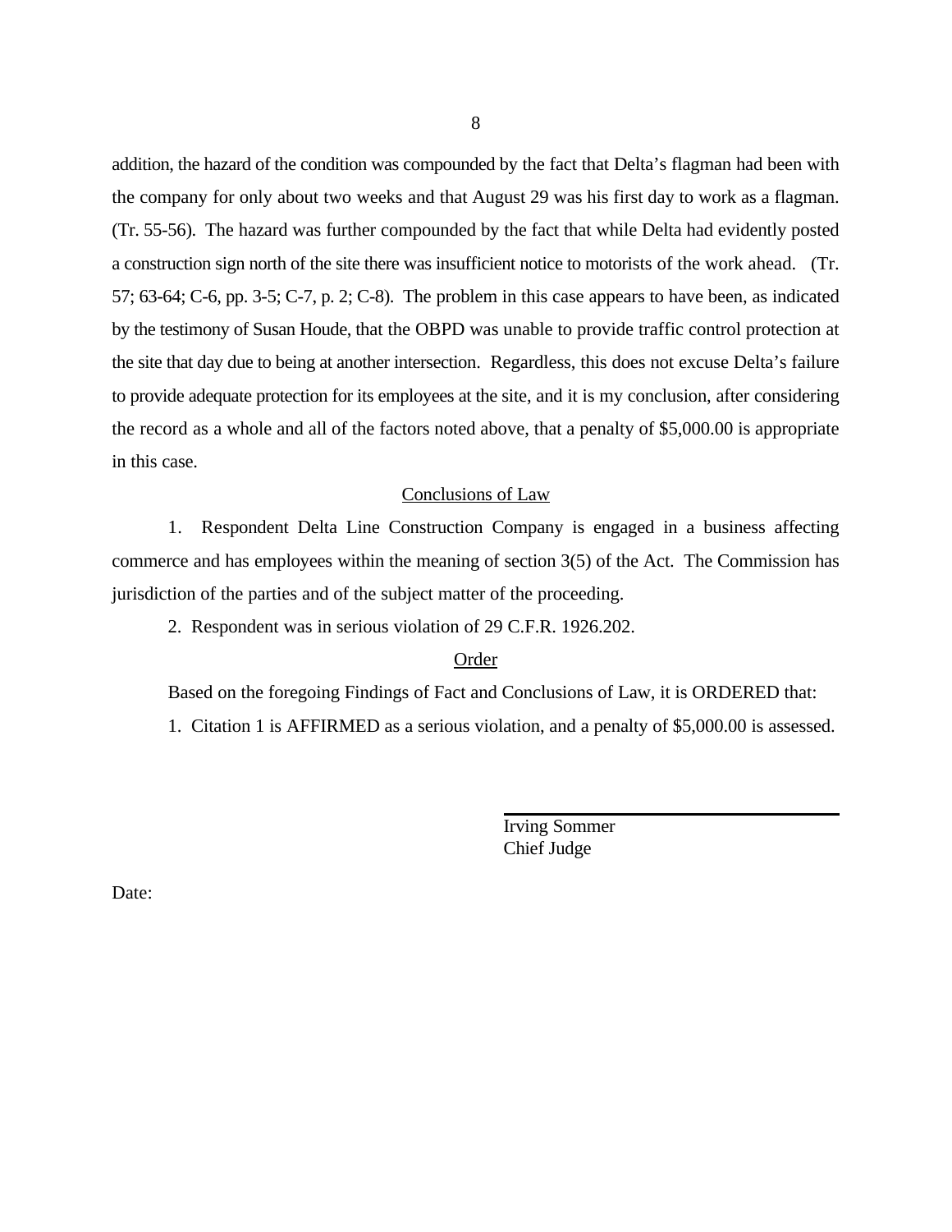addition, the hazard of the condition was compounded by the fact that Delta's flagman had been with the company for only about two weeks and that August 29 was his first day to work as a flagman. (Tr. 55-56). The hazard was further compounded by the fact that while Delta had evidently posted a construction sign north of the site there was insufficient notice to motorists of the work ahead. (Tr. 57; 63-64; C-6, pp. 3-5; C-7, p. 2; C-8). The problem in this case appears to have been, as indicated by the testimony of Susan Houde, that the OBPD was unable to provide traffic control protection at the site that day due to being at another intersection. Regardless, this does not excuse Delta's failure to provide adequate protection for its employees at the site, and it is my conclusion, after considering the record as a whole and all of the factors noted above, that a penalty of $5,000.00 is appropriate in this case.

## Conclusions of Law

1. Respondent Delta Line Construction Company is engaged in a business affecting commerce and has employees within the meaning of section 3(5) of the Act. The Commission has jurisdiction of the parties and of the subject matter of the proceeding.

2. Respondent was in serious violation of 29 C.F.R. 1926.202.

## Order

Based on the foregoing Findings of Fact and Conclusions of Law, it is ORDERED that:

1. Citation 1 is AFFIRMED as a serious violation, and a penalty of $5,000.00 is assessed.

Irving Sommer
Chief Judge

Date: